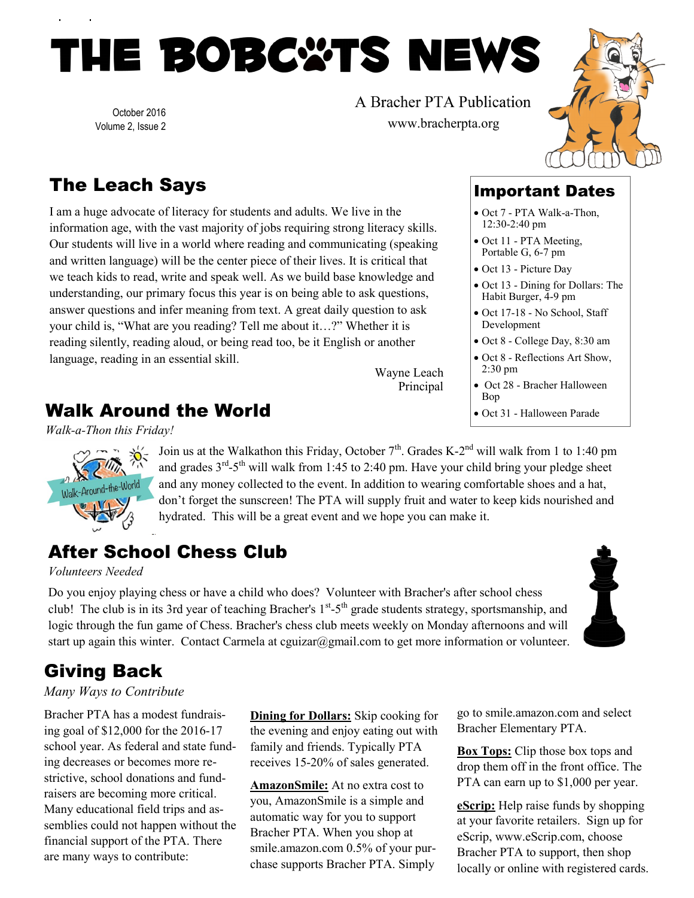# THE BOBCATS NEWS

October 2016
Volume 2, Issue 2

A Bracher PTA Publication
www.bracherpta.org

## The Leach Says

I am a huge advocate of literacy for students and adults. We live in the information age, with the vast majority of jobs requiring strong literacy skills. Our students will live in a world where reading and communicating (speaking and written language) will be the center piece of their lives. It is critical that we teach kids to read, write and speak well. As we build base knowledge and understanding, our primary focus this year is on being able to ask questions, answer questions and infer meaning from text. A great daily question to ask your child is, "What are you reading? Tell me about it…?" Whether it is reading silently, reading aloud, or being read too, be it English or another language, reading in an essential skill.

Wayne Leach
Principal

## Important Dates

- Oct 7 - PTA Walk-a-Thon, 12:30-2:40 pm
- Oct 11 - PTA Meeting, Portable G, 6-7 pm
- Oct 13 - Picture Day
- Oct 13 - Dining for Dollars: The Habit Burger, 4-9 pm
- Oct 17-18 - No School, Staff Development
- Oct 8 - College Day, 8:30 am
- Oct 8 - Reflections Art Show, 2:30 pm
- Oct 28 - Bracher Halloween Bop
- Oct 31 - Halloween Parade

## Walk Around the World

*Walk-a-Thon this Friday!*

Join us at the Walkathon this Friday, October 7th. Grades K-2nd will walk from 1 to 1:40 pm and grades 3rd-5th will walk from 1:45 to 2:40 pm. Have your child bring your pledge sheet and any money collected to the event. In addition to wearing comfortable shoes and a hat, don't forget the sunscreen! The PTA will supply fruit and water to keep kids nourished and hydrated. This will be a great event and we hope you can make it.

## After School Chess Club

*Volunteers Needed*

Do you enjoy playing chess or have a child who does? Volunteer with Bracher's after school chess club! The club is in its 3rd year of teaching Bracher's 1st-5th grade students strategy, sportsmanship, and logic through the fun game of Chess. Bracher's chess club meets weekly on Monday afternoons and will start up again this winter. Contact Carmela at cguizar@gmail.com to get more information or volunteer.

## Giving Back

*Many Ways to Contribute*

Bracher PTA has a modest fundraising goal of $12,000 for the 2016-17 school year. As federal and state funding decreases or becomes more restrictive, school donations and fundraisers are becoming more critical. Many educational field trips and assemblies could not happen without the financial support of the PTA. There are many ways to contribute:

**Dining for Dollars:** Skip cooking for the evening and enjoy eating out with family and friends. Typically PTA receives 15-20% of sales generated.

**AmazonSmile:** At no extra cost to you, AmazonSmile is a simple and automatic way for you to support Bracher PTA. When you shop at smile.amazon.com 0.5% of your purchase supports Bracher PTA. Simply go to smile.amazon.com and select Bracher Elementary PTA.

**Box Tops:** Clip those box tops and drop them off in the front office. The PTA can earn up to $1,000 per year.

**eScrip:** Help raise funds by shopping at your favorite retailers. Sign up for eScrip, www.eScrip.com, choose Bracher PTA to support, then shop locally or online with registered cards.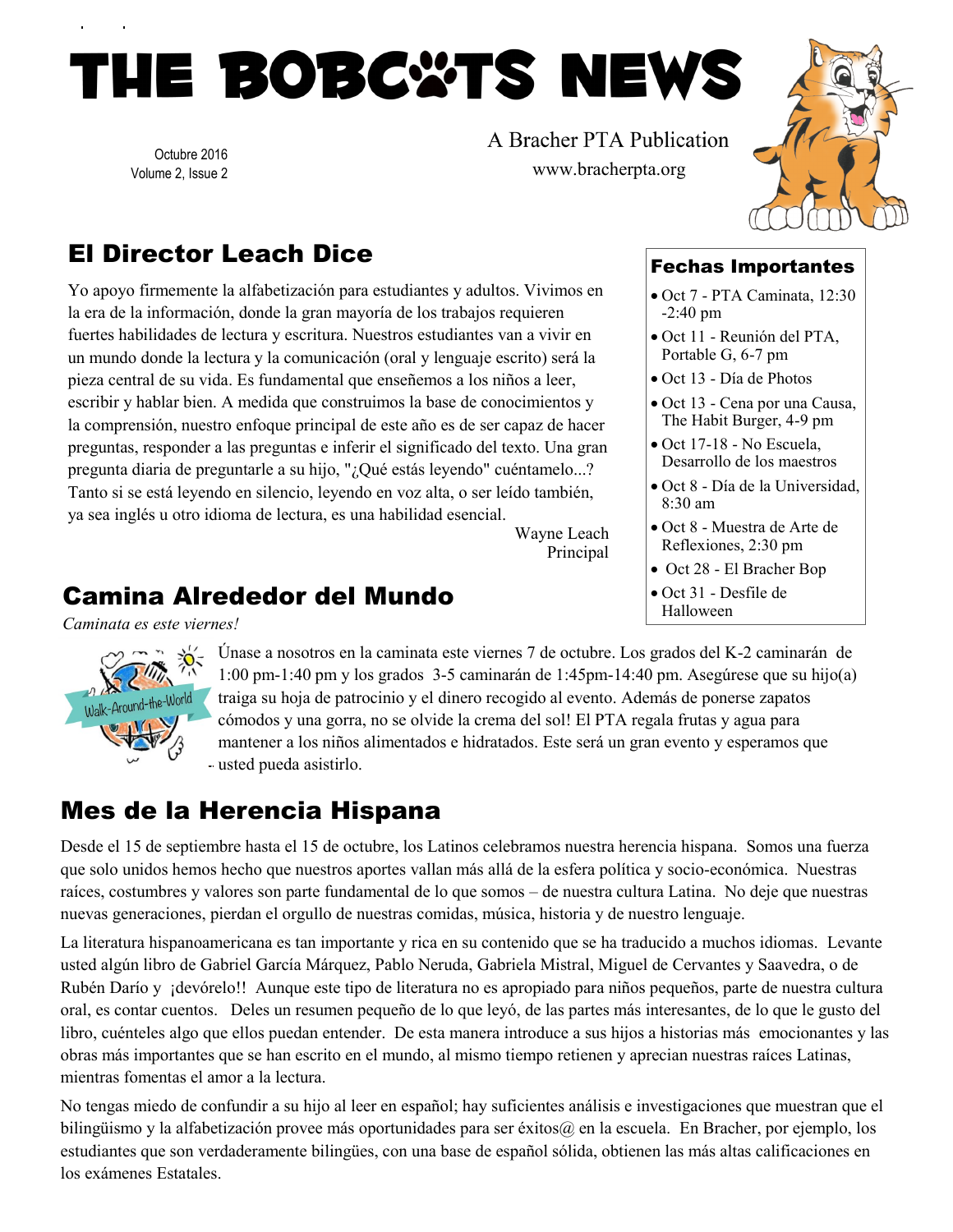# THE BOBCATS NEWS

Octubre 2016
Volume 2, Issue 2

A Bracher PTA Publication
www.bracherpta.org

## El Director Leach Dice

Yo apoyo firmemente la alfabetización para estudiantes y adultos. Vivimos en la era de la información, donde la gran mayoría de los trabajos requieren fuertes habilidades de lectura y escritura. Nuestros estudiantes van a vivir en un mundo donde la lectura y la comunicación (oral y lenguaje escrito) será la pieza central de su vida. Es fundamental que enseñemos a los niños a leer, escribir y hablar bien. A medida que construimos la base de conocimientos y la comprensión, nuestro enfoque principal de este año es de ser capaz de hacer preguntas, responder a las preguntas e inferir el significado del texto. Una gran pregunta diaria de preguntarle a su hijo, "¿Qué estás leyendo" cuéntamelo...? Tanto si se está leyendo en silencio, leyendo en voz alta, o ser leído también, ya sea inglés u otro idioma de lectura, es una habilidad esencial.

Wayne Leach
Principal

## Fechas Importantes

- Oct 7 - PTA Caminata, 12:30 -2:40 pm
- Oct 11 - Reunión del PTA, Portable G, 6-7 pm
- Oct 13 - Día de Photos
- Oct 13 - Cena por una Causa, The Habit Burger, 4-9 pm
- Oct 17-18 - No Escuela, Desarrollo de los maestros
- Oct 8 - Día de la Universidad, 8:30 am
- Oct 8 - Muestra de Arte de Reflexiones, 2:30 pm
- Oct 28 - El Bracher Bop
- Oct 31 - Desfile de Halloween

## Camina Alrededor del Mundo

*Caminata es este viernes!*

Walk-Around-the-World

Únase a nosotros en la caminata este viernes 7 de octubre. Los grados del K-2 caminarán de 1:00 pm-1:40 pm y los grados 3-5 caminarán de 1:45pm-14:40 pm. Asegúrese que su hijo(a) traiga su hoja de patrocinio y el dinero recogido al evento. Además de ponerse zapatos cómodos y una gorra, no se olvide la crema del sol! El PTA regala frutas y agua para mantener a los niños alimentados e hidratados. Este será un gran evento y esperamos que usted pueda asistirlo.

## Mes de la Herencia Hispana

Desde el 15 de septiembre hasta el 15 de octubre, los Latinos celebramos nuestra herencia hispana. Somos una fuerza que solo unidos hemos hecho que nuestros aportes vallan más allá de la esfera política y socio-económica. Nuestras raíces, costumbres y valores son parte fundamental de lo que somos – de nuestra cultura Latina. No deje que nuestras nuevas generaciones, pierdan el orgullo de nuestras comidas, música, historia y de nuestro lenguaje.

La literatura hispanoamericana es tan importante y rica en su contenido que se ha traducido a muchos idiomas. Levante usted algún libro de Gabriel García Márquez, Pablo Neruda, Gabriela Mistral, Miguel de Cervantes y Saavedra, o de Rubén Darío y ¡devórelo!! Aunque este tipo de literatura no es apropiado para niños pequeños, parte de nuestra cultura oral, es contar cuentos. Deles un resumen pequeño de lo que leyó, de las partes más interesantes, de lo que le gusto del libro, cuénteles algo que ellos puedan entender. De esta manera introduce a sus hijos a historias más emocionantes y las obras más importantes que se han escrito en el mundo, al mismo tiempo retienen y aprecian nuestras raíces Latinas, mientras fomentas el amor a la lectura.

No tengas miedo de confundir a su hijo al leer en español; hay suficientes análisis e investigaciones que muestran que el bilingüismo y la alfabetización provee más oportunidades para ser éxitos@ en la escuela. En Bracher, por ejemplo, los estudiantes que son verdaderamente bilingües, con una base de español sólida, obtienen las más altas calificaciones en los exámenes Estatales.